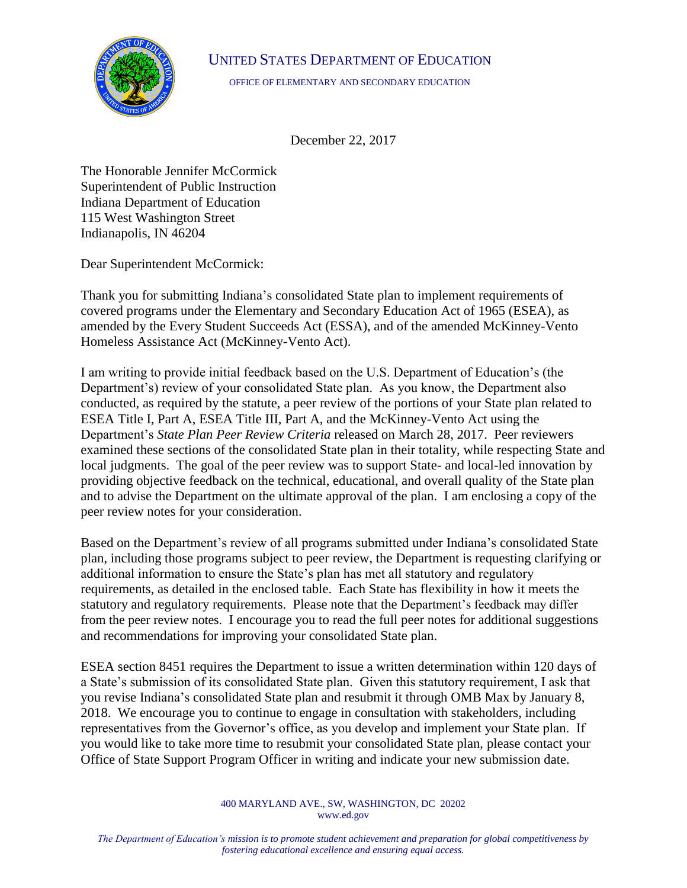UNITED STATES DEPARTMENT OF EDUCATION

OFFICE OF ELEMENTARY AND SECONDARY EDUCATION

December 22, 2017

The Honorable Jennifer McCormick
Superintendent of Public Instruction
Indiana Department of Education
115 West Washington Street
Indianapolis, IN 46204

Dear Superintendent McCormick:

Thank you for submitting Indiana's consolidated State plan to implement requirements of covered programs under the Elementary and Secondary Education Act of 1965 (ESEA), as amended by the Every Student Succeeds Act (ESSA), and of the amended McKinney-Vento Homeless Assistance Act (McKinney-Vento Act).

I am writing to provide initial feedback based on the U.S. Department of Education's (the Department's) review of your consolidated State plan. As you know, the Department also conducted, as required by the statute, a peer review of the portions of your State plan related to ESEA Title I, Part A, ESEA Title III, Part A, and the McKinney-Vento Act using the Department's *State Plan Peer Review Criteria* released on March 28, 2017. Peer reviewers examined these sections of the consolidated State plan in their totality, while respecting State and local judgments. The goal of the peer review was to support State- and local-led innovation by providing objective feedback on the technical, educational, and overall quality of the State plan and to advise the Department on the ultimate approval of the plan. I am enclosing a copy of the peer review notes for your consideration.

Based on the Department's review of all programs submitted under Indiana's consolidated State plan, including those programs subject to peer review, the Department is requesting clarifying or additional information to ensure the State's plan has met all statutory and regulatory requirements, as detailed in the enclosed table. Each State has flexibility in how it meets the statutory and regulatory requirements. Please note that the Department's feedback may differ from the peer review notes. I encourage you to read the full peer notes for additional suggestions and recommendations for improving your consolidated State plan.

ESEA section 8451 requires the Department to issue a written determination within 120 days of a State's submission of its consolidated State plan. Given this statutory requirement, I ask that you revise Indiana's consolidated State plan and resubmit it through OMB Max by January 8, 2018. We encourage you to continue to engage in consultation with stakeholders, including representatives from the Governor's office, as you develop and implement your State plan. If you would like to take more time to resubmit your consolidated State plan, please contact your Office of State Support Program Officer in writing and indicate your new submission date.

400 MARYLAND AVE., SW, WASHINGTON, DC 20202
www.ed.gov

*The Department of Education's mission is to promote student achievement and preparation for global competitiveness by fostering educational excellence and ensuring equal access.*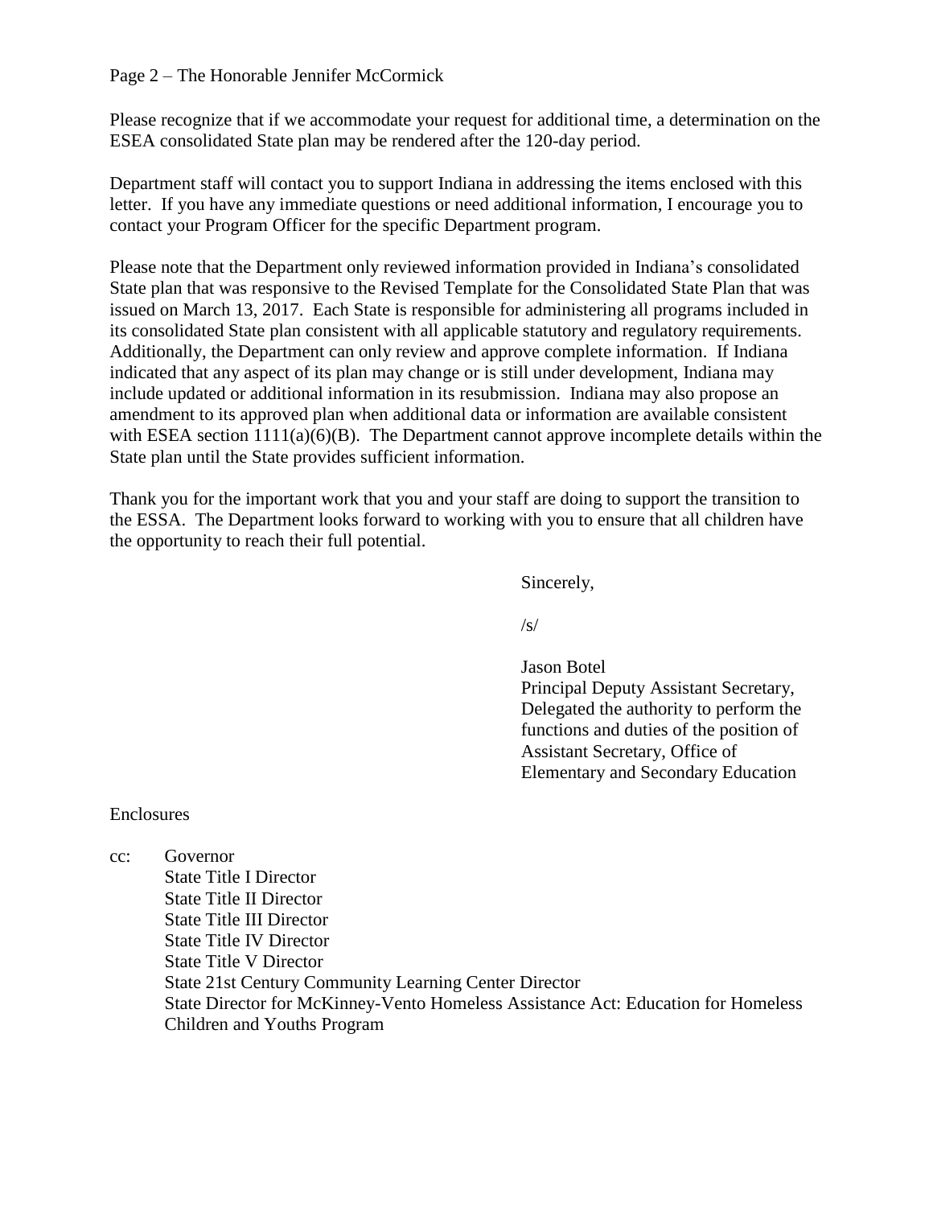Please recognize that if we accommodate your request for additional time, a determination on the ESEA consolidated State plan may be rendered after the 120-day period.

Department staff will contact you to support Indiana in addressing the items enclosed with this letter. If you have any immediate questions or need additional information, I encourage you to contact your Program Officer for the specific Department program.

Please note that the Department only reviewed information provided in Indiana's consolidated State plan that was responsive to the Revised Template for the Consolidated State Plan that was issued on March 13, 2017. Each State is responsible for administering all programs included in its consolidated State plan consistent with all applicable statutory and regulatory requirements. Additionally, the Department can only review and approve complete information. If Indiana indicated that any aspect of its plan may change or is still under development, Indiana may include updated or additional information in its resubmission. Indiana may also propose an amendment to its approved plan when additional data or information are available consistent with ESEA section 1111(a)(6)(B). The Department cannot approve incomplete details within the State plan until the State provides sufficient information.

Thank you for the important work that you and your staff are doing to support the transition to the ESSA. The Department looks forward to working with you to ensure that all children have the opportunity to reach their full potential.

Sincerely,

/s/

Jason Botel
Principal Deputy Assistant Secretary,
Delegated the authority to perform the functions and duties of the position of Assistant Secretary, Office of Elementary and Secondary Education

Enclosures

cc: Governor
State Title I Director
State Title II Director
State Title III Director
State Title IV Director
State Title V Director
State 21st Century Community Learning Center Director
State Director for McKinney-Vento Homeless Assistance Act: Education for Homeless Children and Youths Program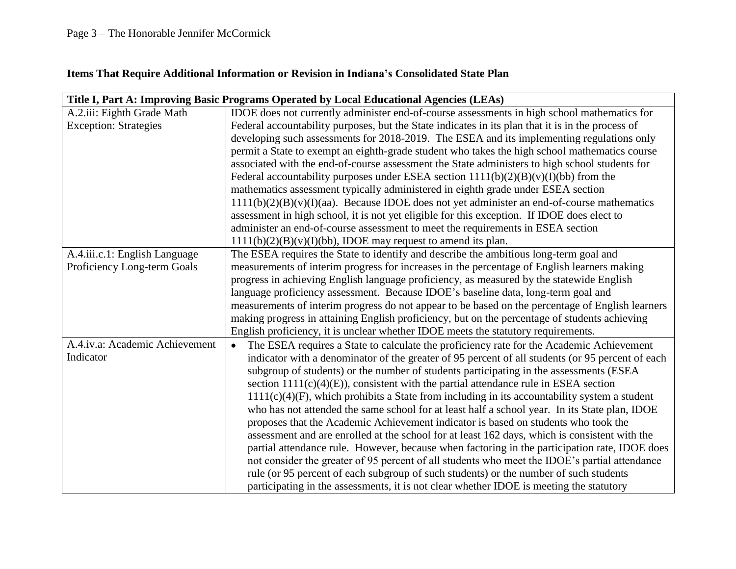## Items That Require Additional Information or Revision in Indiana's Consolidated State Plan

| Title I, Part A: Improving Basic Programs Operated by Local Educational Agencies (LEAs) | |
|---|---|
| A.2.iii: Eighth Grade Math Exception: Strategies | IDOE does not currently administer end-of-course assessments in high school mathematics for Federal accountability purposes, but the State indicates in its plan that it is in the process of developing such assessments for 2018-2019. The ESEA and its implementing regulations only permit a State to exempt an eighth-grade student who takes the high school mathematics course associated with the end-of-course assessment the State administers to high school students for Federal accountability purposes under ESEA section 1111(b)(2)(B)(v)(I)(bb) from the mathematics assessment typically administered in eighth grade under ESEA section 1111(b)(2)(B)(v)(I)(aa). Because IDOE does not yet administer an end-of-course mathematics assessment in high school, it is not yet eligible for this exception. If IDOE does elect to administer an end-of-course assessment to meet the requirements in ESEA section 1111(b)(2)(B)(v)(I)(bb), IDOE may request to amend its plan. |
| A.4.iii.c.1: English Language Proficiency Long-term Goals | The ESEA requires the State to identify and describe the ambitious long-term goal and measurements of interim progress for increases in the percentage of English learners making progress in achieving English language proficiency, as measured by the statewide English language proficiency assessment. Because IDOE's baseline data, long-term goal and measurements of interim progress do not appear to be based on the percentage of English learners making progress in attaining English proficiency, but on the percentage of students achieving English proficiency, it is unclear whether IDOE meets the statutory requirements. |
| A.4.iv.a: Academic Achievement Indicator | • The ESEA requires a State to calculate the proficiency rate for the Academic Achievement indicator with a denominator of the greater of 95 percent of all students (or 95 percent of each subgroup of students) or the number of students participating in the assessments (ESEA section 1111(c)(4)(E)), consistent with the partial attendance rule in ESEA section 1111(c)(4)(F), which prohibits a State from including in its accountability system a student who has not attended the same school for at least half a school year. In its State plan, IDOE proposes that the Academic Achievement indicator is based on students who took the assessment and are enrolled at the school for at least 162 days, which is consistent with the partial attendance rule. However, because when factoring in the participation rate, IDOE does not consider the greater of 95 percent of all students who meet the IDOE's partial attendance rule (or 95 percent of each subgroup of such students) or the number of such students participating in the assessments, it is not clear whether IDOE is meeting the statutory |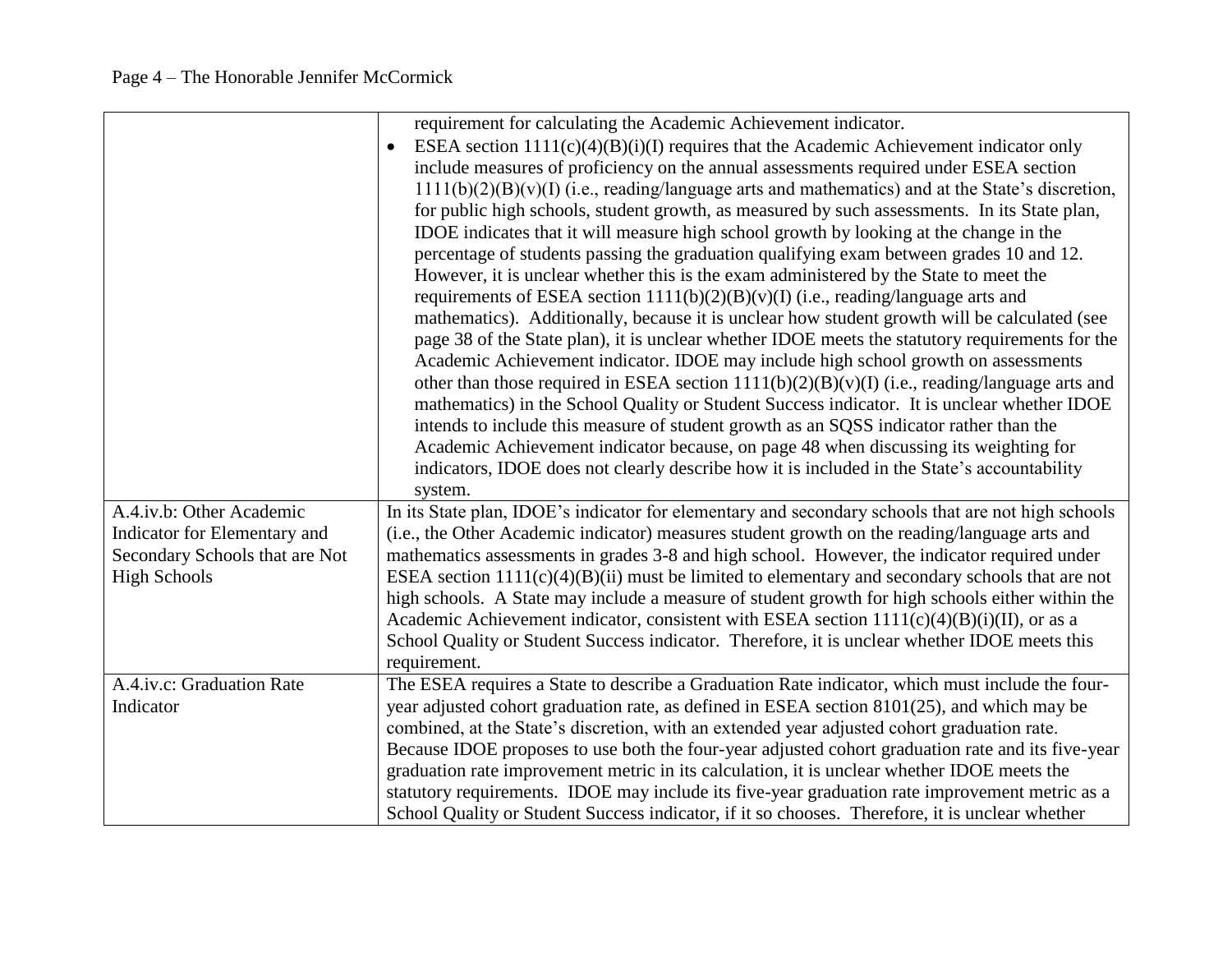| | |
|---|---|
| | requirement for calculating the Academic Achievement indicator.<br>• ESEA section 1111(c)(4)(B)(i)(I) requires that the Academic Achievement indicator only include measures of proficiency on the annual assessments required under ESEA section 1111(b)(2)(B)(v)(I) (i.e., reading/language arts and mathematics) and at the State's discretion, for public high schools, student growth, as measured by such assessments. In its State plan, IDOE indicates that it will measure high school growth by looking at the change in the percentage of students passing the graduation qualifying exam between grades 10 and 12. However, it is unclear whether this is the exam administered by the State to meet the requirements of ESEA section 1111(b)(2)(B)(v)(I) (i.e., reading/language arts and mathematics). Additionally, because it is unclear how student growth will be calculated (see page 38 of the State plan), it is unclear whether IDOE meets the statutory requirements for the Academic Achievement indicator. IDOE may include high school growth on assessments other than those required in ESEA section 1111(b)(2)(B)(v)(I) (i.e., reading/language arts and mathematics) in the School Quality or Student Success indicator. It is unclear whether IDOE intends to include this measure of student growth as an SQSS indicator rather than the Academic Achievement indicator because, on page 48 when discussing its weighting for indicators, IDOE does not clearly describe how it is included in the State's accountability system. |
| A.4.iv.b: Other Academic Indicator for Elementary and Secondary Schools that are Not High Schools | In its State plan, IDOE's indicator for elementary and secondary schools that are not high schools (i.e., the Other Academic indicator) measures student growth on the reading/language arts and mathematics assessments in grades 3-8 and high school. However, the indicator required under ESEA section 1111(c)(4)(B)(ii) must be limited to elementary and secondary schools that are not high schools. A State may include a measure of student growth for high schools either within the Academic Achievement indicator, consistent with ESEA section 1111(c)(4)(B)(i)(II), or as a School Quality or Student Success indicator. Therefore, it is unclear whether IDOE meets this requirement. |
| A.4.iv.c: Graduation Rate Indicator | The ESEA requires a State to describe a Graduation Rate indicator, which must include the four-year adjusted cohort graduation rate, as defined in ESEA section 8101(25), and which may be combined, at the State's discretion, with an extended year adjusted cohort graduation rate. Because IDOE proposes to use both the four-year adjusted cohort graduation rate and its five-year graduation rate improvement metric in its calculation, it is unclear whether IDOE meets the statutory requirements. IDOE may include its five-year graduation rate improvement metric as a School Quality or Student Success indicator, if it so chooses. Therefore, it is unclear whether |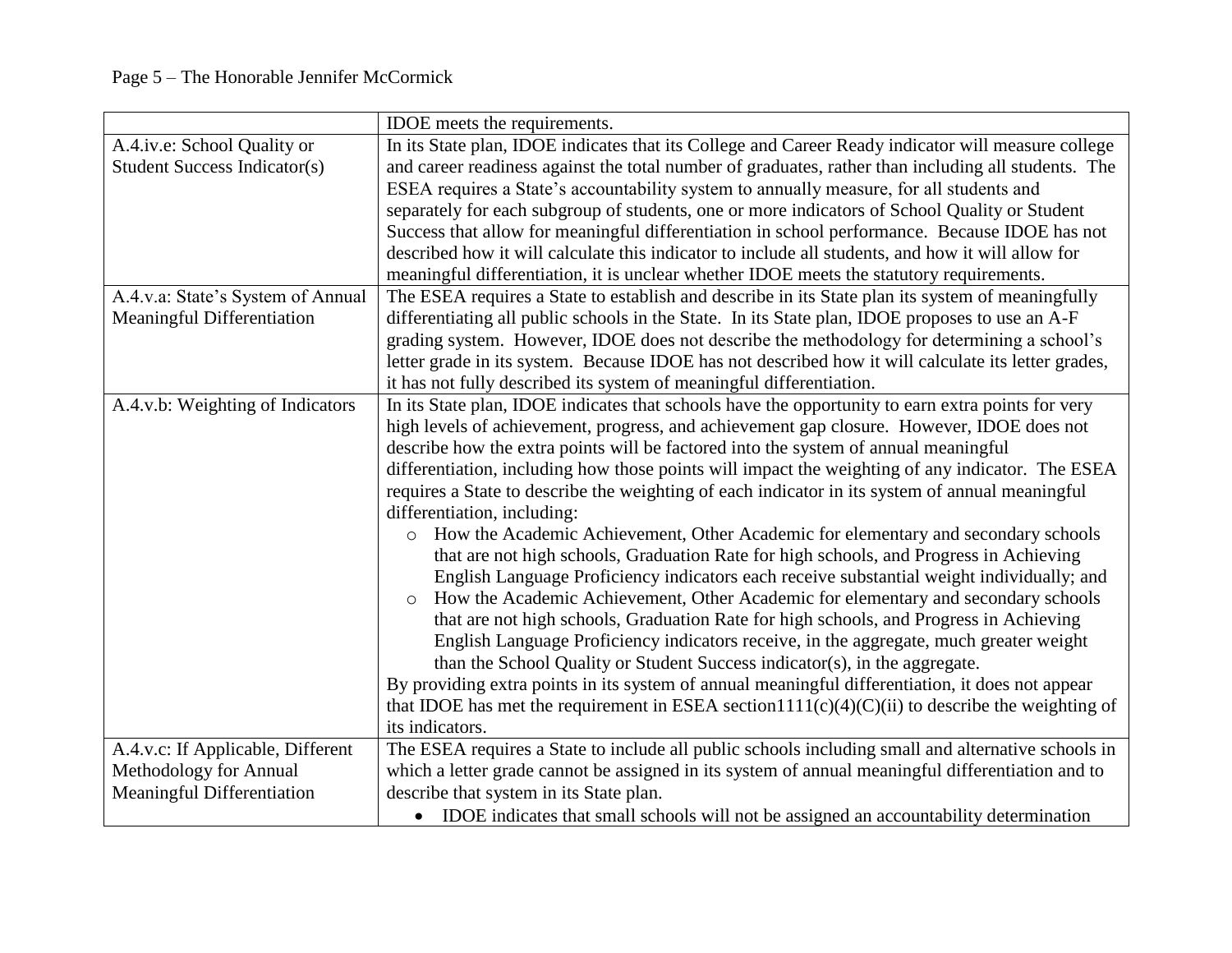| | |
|---|---|
| | IDOE meets the requirements. |
| A.4.iv.e: School Quality or Student Success Indicator(s) | In its State plan, IDOE indicates that its College and Career Ready indicator will measure college and career readiness against the total number of graduates, rather than including all students. The ESEA requires a State's accountability system to annually measure, for all students and separately for each subgroup of students, one or more indicators of School Quality or Student Success that allow for meaningful differentiation in school performance. Because IDOE has not described how it will calculate this indicator to include all students, and how it will allow for meaningful differentiation, it is unclear whether IDOE meets the statutory requirements. |
| A.4.v.a: State's System of Annual Meaningful Differentiation | The ESEA requires a State to establish and describe in its State plan its system of meaningfully differentiating all public schools in the State. In its State plan, IDOE proposes to use an A-F grading system. However, IDOE does not describe the methodology for determining a school's letter grade in its system. Because IDOE has not described how it will calculate its letter grades, it has not fully described its system of meaningful differentiation. |
| A.4.v.b: Weighting of Indicators | In its State plan, IDOE indicates that schools have the opportunity to earn extra points for very high levels of achievement, progress, and achievement gap closure. However, IDOE does not describe how the extra points will be factored into the system of annual meaningful differentiation, including how those points will impact the weighting of any indicator. The ESEA requires a State to describe the weighting of each indicator in its system of annual meaningful differentiation, including:<br>o How the Academic Achievement, Other Academic for elementary and secondary schools that are not high schools, Graduation Rate for high schools, and Progress in Achieving English Language Proficiency indicators each receive substantial weight individually; and<br>o How the Academic Achievement, Other Academic for elementary and secondary schools that are not high schools, Graduation Rate for high schools, and Progress in Achieving English Language Proficiency indicators receive, in the aggregate, much greater weight than the School Quality or Student Success indicator(s), in the aggregate.<br>By providing extra points in its system of annual meaningful differentiation, it does not appear that IDOE has met the requirement in ESEA section1111(c)(4)(C)(ii) to describe the weighting of its indicators. |
| A.4.v.c: If Applicable, Different Methodology for Annual Meaningful Differentiation | The ESEA requires a State to include all public schools including small and alternative schools in which a letter grade cannot be assigned in its system of annual meaningful differentiation and to describe that system in its State plan.<br>• IDOE indicates that small schools will not be assigned an accountability determination |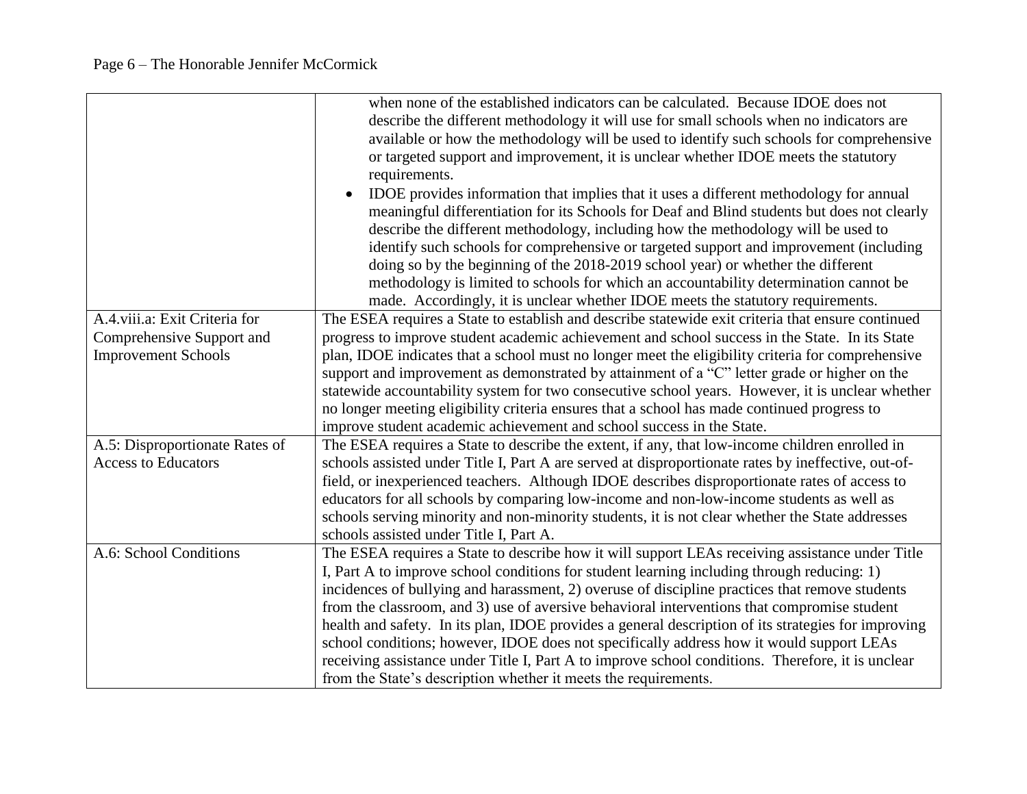| | |
|---|---|
| | when none of the established indicators can be calculated. Because IDOE does not describe the different methodology it will use for small schools when no indicators are available or how the methodology will be used to identify such schools for comprehensive or targeted support and improvement, it is unclear whether IDOE meets the statutory requirements.<br>• IDOE provides information that implies that it uses a different methodology for annual meaningful differentiation for its Schools for Deaf and Blind students but does not clearly describe the different methodology, including how the methodology will be used to identify such schools for comprehensive or targeted support and improvement (including doing so by the beginning of the 2018-2019 school year) or whether the different methodology is limited to schools for which an accountability determination cannot be made. Accordingly, it is unclear whether IDOE meets the statutory requirements. |
| A.4.viii.a: Exit Criteria for Comprehensive Support and Improvement Schools | The ESEA requires a State to establish and describe statewide exit criteria that ensure continued progress to improve student academic achievement and school success in the State. In its State plan, IDOE indicates that a school must no longer meet the eligibility criteria for comprehensive support and improvement as demonstrated by attainment of a "C" letter grade or higher on the statewide accountability system for two consecutive school years. However, it is unclear whether no longer meeting eligibility criteria ensures that a school has made continued progress to improve student academic achievement and school success in the State. |
| A.5: Disproportionate Rates of Access to Educators | The ESEA requires a State to describe the extent, if any, that low-income children enrolled in schools assisted under Title I, Part A are served at disproportionate rates by ineffective, out-of-field, or inexperienced teachers. Although IDOE describes disproportionate rates of access to educators for all schools by comparing low-income and non-low-income students as well as schools serving minority and non-minority students, it is not clear whether the State addresses schools assisted under Title I, Part A. |
| A.6: School Conditions | The ESEA requires a State to describe how it will support LEAs receiving assistance under Title I, Part A to improve school conditions for student learning including through reducing: 1) incidences of bullying and harassment, 2) overuse of discipline practices that remove students from the classroom, and 3) use of aversive behavioral interventions that compromise student health and safety. In its plan, IDOE provides a general description of its strategies for improving school conditions; however, IDOE does not specifically address how it would support LEAs receiving assistance under Title I, Part A to improve school conditions. Therefore, it is unclear from the State's description whether it meets the requirements. |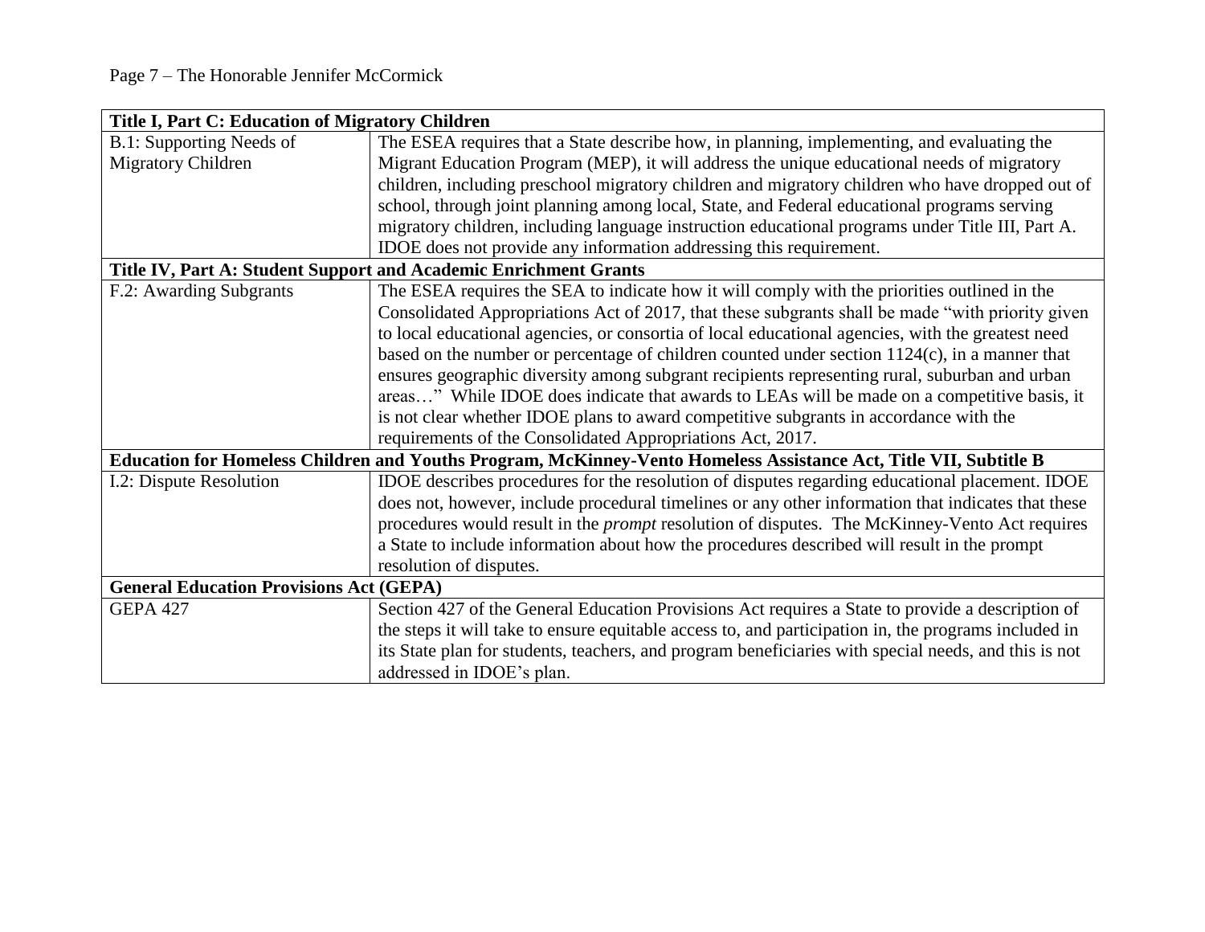| | |
|---|---|
| **Title I, Part C: Education of Migratory Children** | |
| B.1: Supporting Needs of Migratory Children | The ESEA requires that a State describe how, in planning, implementing, and evaluating the Migrant Education Program (MEP), it will address the unique educational needs of migratory children, including preschool migratory children and migratory children who have dropped out of school, through joint planning among local, State, and Federal educational programs serving migratory children, including language instruction educational programs under Title III, Part A. IDOE does not provide any information addressing this requirement. |
| **Title IV, Part A: Student Support and Academic Enrichment Grants** | |
| F.2: Awarding Subgrants | The ESEA requires the SEA to indicate how it will comply with the priorities outlined in the Consolidated Appropriations Act of 2017, that these subgrants shall be made "with priority given to local educational agencies, or consortia of local educational agencies, with the greatest need based on the number or percentage of children counted under section 1124(c), in a manner that ensures geographic diversity among subgrant recipients representing rural, suburban and urban areas…" While IDOE does indicate that awards to LEAs will be made on a competitive basis, it is not clear whether IDOE plans to award competitive subgrants in accordance with the requirements of the Consolidated Appropriations Act, 2017. |
| **Education for Homeless Children and Youths Program, McKinney-Vento Homeless Assistance Act, Title VII, Subtitle B** | |
| I.2: Dispute Resolution | IDOE describes procedures for the resolution of disputes regarding educational placement. IDOE does not, however, include procedural timelines or any other information that indicates that these procedures would result in the *prompt* resolution of disputes. The McKinney-Vento Act requires a State to include information about how the procedures described will result in the prompt resolution of disputes. |
| **General Education Provisions Act (GEPA)** | |
| GEPA 427 | Section 427 of the General Education Provisions Act requires a State to provide a description of the steps it will take to ensure equitable access to, and participation in, the programs included in its State plan for students, teachers, and program beneficiaries with special needs, and this is not addressed in IDOE's plan. |